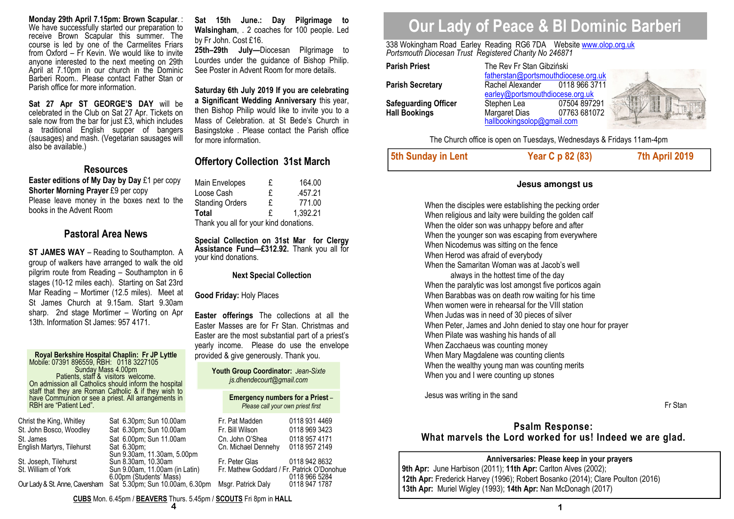**Monday 29th April 7.15pm: Brown Scapular**. : We have successfully started our preparation to receive Brown Scapular this summer. The course is led by one of the Carmelites Friars from Oxford – Fr Kevin. We would like to invite anyone interested to the next meeting on 29th April at 7.10pm in our church in the Dominic Barberi Room.. Please contact Father Stan or Parish office for more information.

**Sat 27 Apr ST GEORGE'S DAY** will be celebrated in the Club on Sat 27 Apr. Tickets on sale now from the bar for just £3, which includes a traditional English supper of bangers (sausages) and mash. (Vegetarian sausages will also be available.)

## Resources

**Easter editions of My Day by Day** £1 per copy
**Shorter Morning Prayer** £9 per copy
Please leave money in the boxes next to the books in the Advent Room

## Pastoral Area News

**ST JAMES WAY** – Reading to Southampton. A group of walkers have arranged to walk the old pilgrim route from Reading – Southampton in 6 stages (10-12 miles each). Starting on Sat 23rd Mar Reading – Mortimer (12.5 miles). Meet at St James Church at 9.15am. Start 9.30am sharp. 2nd stage Mortimer – Worting on Apr 13th. Information St James: 957 4171.

**Royal Berkshire Hospital Chaplin: Fr JP Lyttle**
Mobile: 07391 896559, RBH: 0118 3227105
Sunday Mass 4.00pm
Patients, staff & visitors welcome.
On admission all Catholics should inform the hospital staff that they are Roman Catholic & if they wish to have Communion or see a priest. All arrangements in RBH are "Patient Led".

**Sat 15th June.: Day Pilgrimage to Walsingham**, . 2 coaches for 100 people. Led by Fr John. Cost £16.
**25th–29th July—**Diocesan Pilgrimage to Lourdes under the guidance of Bishop Philip. See Poster in Advent Room for more details.

**Saturday 6th July 2019 If you are celebrating a Significant Wedding Anniversary** this year, then Bishop Philip would like to invite you to a Mass of Celebration. at St Bede's Church in Basingstoke . Please contact the Parish office for more information.

## Offertory Collection 31st March

| | | |
|---|---|---|
| Main Envelopes | £ | 164.00 |
| Loose Cash | £ | .457.21 |
| Standing Orders | £ | 771.00 |
| **Total** | £ | 1,392.21 |

Thank you all for your kind donations.

**Special Collection on 31st Mar for Clergy Assistance Fund—£312.92.** Thank you all for your kind donations.

**Next Special Collection**

**Good Friday:** Holy Places

**Easter offerings** The collections at all the Easter Masses are for Fr Stan. Christmas and Easter are the most substantial part of a priest's yearly income. Please do use the envelope provided & give generously. Thank you.

**Youth Group Coordinator:** *Jean-Sixte js.dhendecourt@gmail.com*

**Emergency numbers for a Priest** – *Please call your own priest first*

| Church | Mass Times | Priest | Phone |
|---|---|---|---|
| Christ the King, Whitley | Sat 6.30pm; Sun 10.00am | Fr. Pat Madden | 0118 931 4469 |
| St. John Bosco, Woodley | Sat 6.30pm; Sun 10.00am | Fr. Bill Wilson | 0118 969 3423 |
| St. James | Sat 6.00pm; Sun 11.00am | Cn. John O'Shea | 0118 957 4171 |
| English Martyrs, Tilehurst | Sat 6.30pm; Sun 9.30am, 11.30am, 5.00pm | Cn. Michael Dennehy | 0118 957 2149 |
| St. Joseph, Tilehurst | Sun 8.30am, 10.30am | Fr. Peter Glas | 0118 942 8632 |
| St. William of York | Sun 9.00am, 11.00am (in Latin) 6.00pm (Students' Mass) | Fr. Mathew Goddard / Fr. Patrick O'Donohue | 0118 966 5284 |
| Our Lady & St. Anne, Caversham | Sat 5.30pm; Sun 10.00am, 6.30pm | Msgr. Patrick Daly | 0118 947 1787 |

**CUBS** Mon. 6.45pm / **BEAVERS** Thurs. 5.45pm / **SCOUTS** Fri 8pm in **HALL**

# Our Lady of Peace & Bl Dominic Barberi

338 Wokingham Road Earley Reading RG6 7DA Website www.olop.org.uk
*Portsmouth Diocesan Trust Registered Charity No 246871*

| | | |
|---|---|---|
| **Parish Priest** | The Rev Fr Stan Gibziński fatherstan@portsmouthdiocese.org.uk | |
| **Parish Secretary** | Rachel Alexander earley@portsmouthdiocese.org.uk | 0118 966 3711 |
| **Safeguarding Officer** | Stephen Lea | 07504 897291 |
| **Hall Bookings** | Margaret Dias hallbookingsolop@gmail.com | 07763 681072 |

The Church office is open on Tuesdays, Wednesdays & Fridays 11am-4pm

**5th Sunday in Lent** | **Year C p 82 (83)** | **7th April 2019**

### Jesus amongst us

When the disciples were establishing the pecking order
When religious and laity were building the golden calf
When the older son was unhappy before and after
When the younger son was escaping from everywhere
When Nicodemus was sitting on the fence
When Herod was afraid of everybody
When the Samaritan Woman was at Jacob's well
always in the hottest time of the day
When the paralytic was lost amongst five porticos again
When Barabbas was on death row waiting for his time
When women were in rehearsal for the VIII station
When Judas was in need of 30 pieces of silver
When Peter, James and John denied to stay one hour for prayer
When Pilate was washing his hands of all
When Zacchaeus was counting money
When Mary Magdalene was counting clients
When the wealthy young man was counting merits
When you and I were counting up stones

Jesus was writing in the sand

Fr Stan

**Psalm Response:**
**What marvels the Lord worked for us! Indeed we are glad.**

**Anniversaries: Please keep in your prayers**
**9th Apr:** June Harbison (2011); **11th Apr:** Carlton Alves (2002);
**12th Apr:** Frederick Harvey (1996); Robert Bosanko (2014); Clare Poulton (2016)
**13th Apr:** Muriel Wigley (1993); **14th Apr:** Nan McDonagh (2017)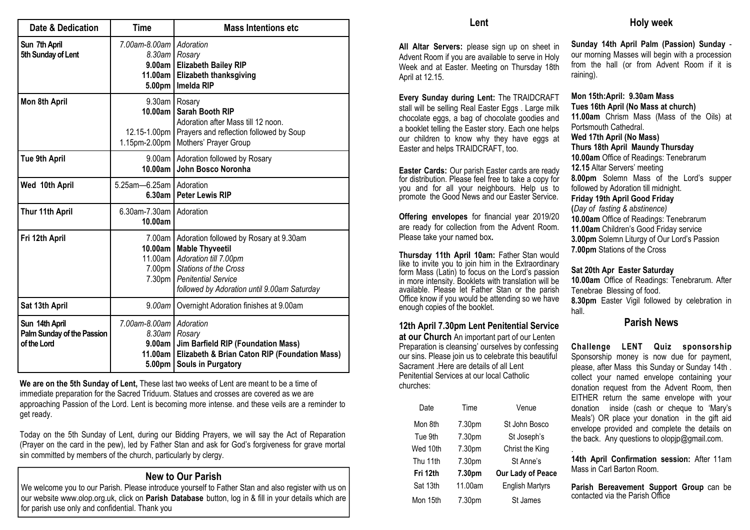| Date & Dedication | Time | Mass Intentions etc |
| --- | --- | --- |
| **Sun 7th April** **5th Sunday of Lent** | *7.00am-8.00am* *8.30am* **9.00am** **11.00am** **5.00pm** | *Adoration* *Rosary* **Elizabeth Bailey RIP** **Elizabeth thanksgiving** **Imelda RIP** |
| **Mon 8th April** | 9.30am **10.00am** 12.15-1.00pm 1.15pm-2.00pm | Rosary **Sarah Booth RIP** Adoration after Mass till 12 noon. Prayers and reflection followed by Soup Mothers' Prayer Group |
| **Tue 9th April** | 9.00am **10.00am** | Adoration followed by Rosary **John Bosco Noronha** |
| **Wed 10th April** | 5.25am—6.25am **6.30am** | Adoration **Peter Lewis RIP** |
| **Thur 11th April** | 6.30am-7.30am **10.00am** | Adoration |
| **Fri 12th April** | 7.00am **10.00am** 11.00am 7.00pm 7.30pm | Adoration followed by Rosary at 9.30am **Mable Thyveetil** *Adoration till 7.00pm* *Stations of the Cross* *Penitential Service* *followed by Adoration until 9.00am Saturday* |
| **Sat 13th April** | *9.00am* | Overnight Adoration finishes at 9.00am |
| **Sun 14th April** **Palm Sunday of the Passion of the Lord** | *7.00am-8.00am* *8.30am* **9.00am** **11.00am** **5.00pm** | *Adoration* *Rosary* **Jim Barfield RIP (Foundation Mass)** **Elizabeth & Brian Caton RIP (Foundation Mass)** **Souls in Purgatory** |

**We are on the 5th Sunday of Lent,** These last two weeks of Lent are meant to be a time of immediate preparation for the Sacred Triduum. Statues and crosses are covered as we are approaching Passion of the Lord. Lent is becoming more intense. and these veils are a reminder to get ready.

Today on the 5th Sunday of Lent, during our Bidding Prayers, we will say the Act of Reparation (Prayer on the card in the pew), led by Father Stan and ask for God's forgiveness for grave mortal sin committed by members of the church, particularly by clergy.

## New to Our Parish

We welcome you to our Parish. Please introduce yourself to Father Stan and also register with us on our website www.olop.org.uk, click on **Parish Database** button, log in & fill in your details which are for parish use only and confidential. Thank you

## Lent

**All Altar Servers:** please sign up on sheet in Advent Room if you are available to serve in Holy Week and at Easter. Meeting on Thursday 18th April at 12.15.

**Every Sunday during Lent:** The TRAIDCRAFT stall will be selling Real Easter Eggs . Large milk chocolate eggs, a bag of chocolate goodies and a booklet telling the Easter story. Each one helps our children to know why they have eggs at Easter and helps TRAIDCRAFT, too.

**Easter Cards:** Our parish Easter cards are ready for distribution. Please feel free to take a copy for you and for all your neighbours. Help us to promote the Good News and our Easter Service.

**Offering envelopes** for financial year 2019/20 are ready for collection from the Advent Room. Please take your named box**.**

**Thursday 11th April 10am:** Father Stan would like to invite you to join him in the Extraordinary form Mass (Latin) to focus on the Lord's passion in more intensity. Booklets with translation will be available. Please let Father Stan or the parish Office know if you would be attending so we have enough copies of the booklet.

**12th April 7.30pm Lent Penitential Service at our Church** An important part of our Lenten Preparation is cleansing' ourselves by confessing our sins. Please join us to celebrate this beautiful Sacrament .Here are details of all Lent Penitential Services at our local Catholic churches:

| Date | Time | Venue |
| --- | --- | --- |
| Mon 8th | 7.30pm | St John Bosco |
| Tue 9th | 7.30pm | St Joseph's |
| Wed 10th | 7.30pm | Christ the King |
| Thu 11th | 7.30pm | St Anne's |
| **Fri 12th** | **7.30pm** | **Our Lady of Peace** |
| Sat 13th | 11.00am | English Martyrs |
| Mon 15th | 7.30pm | St James |

## Holy week

**Sunday 14th April Palm (Passion) Sunday** - our morning Masses will begin with a procession from the hall (or from Advent Room if it is raining).

**Mon 15th:April: 9.30am Mass**
**Tues 16th April (No Mass at church)**
**11.00am** Chrism Mass (Mass of the Oils) at Portsmouth Cathedral.
**Wed 17th April (No Mass)**
**Thurs 18th April Maundy Thursday**
**10.00am** Office of Readings: Tenebrarum
**12.15** Altar Servers' meeting
**8.00pm** Solemn Mass of the Lord's supper followed by Adoration till midnight.
**Friday 19th April Good Friday**
**(***Day of fasting & abstinence)*
**10.00am** Office of Readings: Tenebrarum
**11.00am** Children's Good Friday service
**3.00pm** Solemn Liturgy of Our Lord's Passion
**7.00pm** Stations of the Cross

**Sat 20th Apr Easter Saturday**
**10.00am** Office of Readings: Tenebrarum. After Tenebrae Blessing of food.
**8.30pm** Easter Vigil followed by celebration in hall.

## Parish News

**Challenge LENT Quiz sponsorship** Sponsorship money is now due for payment, please, after Mass this Sunday or Sunday 14th . collect your named envelope containing your donation request from the Advent Room, then EITHER return the same envelope with your donation inside (cash or cheque to 'Mary's Meals') OR place your donation in the gift aid envelope provided and complete the details on the back. Any questions to olopjp@gmail.com.

**14th April Confirmation session:** After 11am Mass in Carl Barton Room.

**Parish Bereavement Support Group** can be contacted via the Parish Office